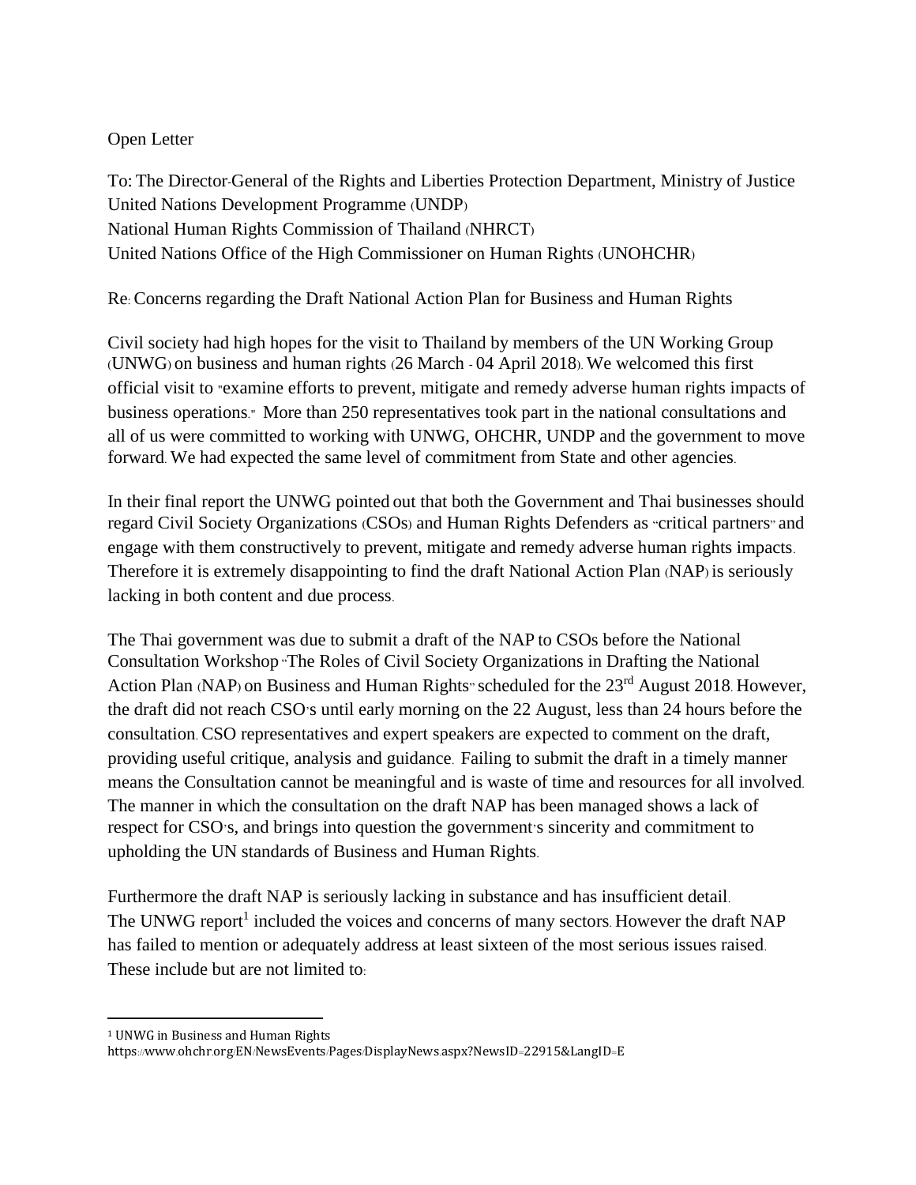Open Letter

To: The Director-General of the Rights and Liberties Protection Department, Ministry of Justice
United Nations Development Programme (UNDP)
National Human Rights Commission of Thailand (NHRCT)
United Nations Office of the High Commissioner on Human Rights (UNOHCHR)

Re: Concerns regarding the Draft National Action Plan for Business and Human Rights

Civil society had high hopes for the visit to Thailand by members of the UN Working Group (UNWG) on business and human rights (26 March - 04 April 2018). We welcomed this first official visit to "examine efforts to prevent, mitigate and remedy adverse human rights impacts of business operations." More than 250 representatives took part in the national consultations and all of us were committed to working with UNWG, OHCHR, UNDP and the government to move forward. We had expected the same level of commitment from State and other agencies.

In their final report the UNWG pointed out that both the Government and Thai businesses should regard Civil Society Organizations (CSOs) and Human Rights Defenders as "critical partners" and engage with them constructively to prevent, mitigate and remedy adverse human rights impacts. Therefore it is extremely disappointing to find the draft National Action Plan (NAP) is seriously lacking in both content and due process.

The Thai government was due to submit a draft of the NAP to CSOs before the National Consultation Workshop "The Roles of Civil Society Organizations in Drafting the National Action Plan (NAP) on Business and Human Rights" scheduled for the 23rd August 2018. However, the draft did not reach CSO's until early morning on the 22 August, less than 24 hours before the consultation. CSO representatives and expert speakers are expected to comment on the draft, providing useful critique, analysis and guidance. Failing to submit the draft in a timely manner means the Consultation cannot be meaningful and is waste of time and resources for all involved. The manner in which the consultation on the draft NAP has been managed shows a lack of respect for CSO's, and brings into question the government's sincerity and commitment to upholding the UN standards of Business and Human Rights.

Furthermore the draft NAP is seriously lacking in substance and has insufficient detail. The UNWG report[1] included the voices and concerns of many sectors. However the draft NAP has failed to mention or adequately address at least sixteen of the most serious issues raised. These include but are not limited to:

---

[1] UNWG in Business and Human Rights
https://www.ohchr.org/EN/NewsEvents/Pages/DisplayNews.aspx?NewsID=22915&LangID=E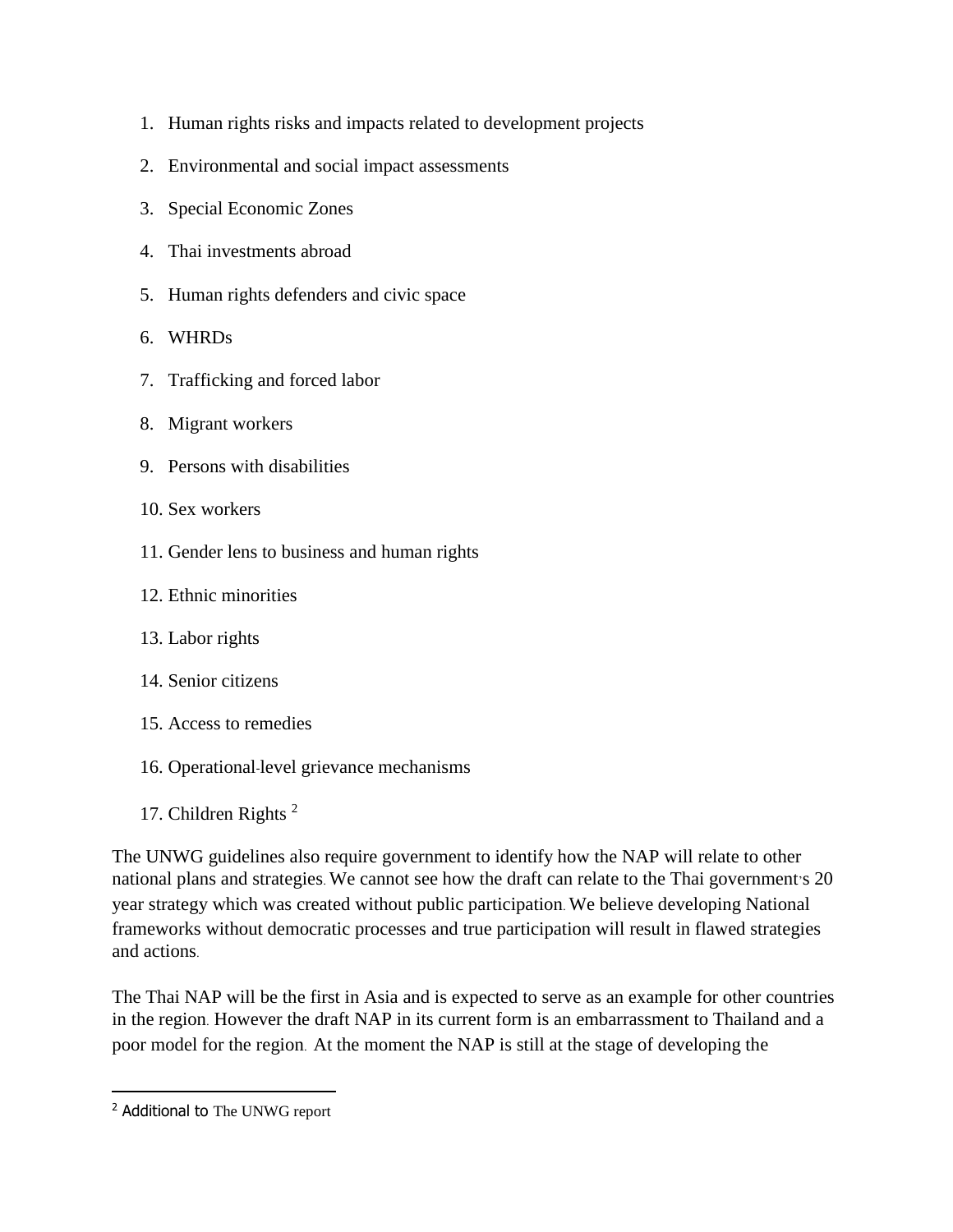1. Human rights risks and impacts related to development projects
2. Environmental and social impact assessments
3. Special Economic Zones
4. Thai investments abroad
5. Human rights defenders and civic space
6. WHRDs
7. Trafficking and forced labor
8. Migrant workers
9. Persons with disabilities
10. Sex workers
11. Gender lens to business and human rights
12. Ethnic minorities
13. Labor rights
14. Senior citizens
15. Access to remedies
16. Operational-level grievance mechanisms
17. Children Rights [2]

The UNWG guidelines also require government to identify how the NAP will relate to other national plans and strategies. We cannot see how the draft can relate to the Thai government's 20 year strategy which was created without public participation. We believe developing National frameworks without democratic processes and true participation will result in flawed strategies and actions.

The Thai NAP will be the first in Asia and is expected to serve as an example for other countries in the region. However the draft NAP in its current form is an embarrassment to Thailand and a poor model for the region. At the moment the NAP is still at the stage of developing the

---

[2] Additional to The UNWG report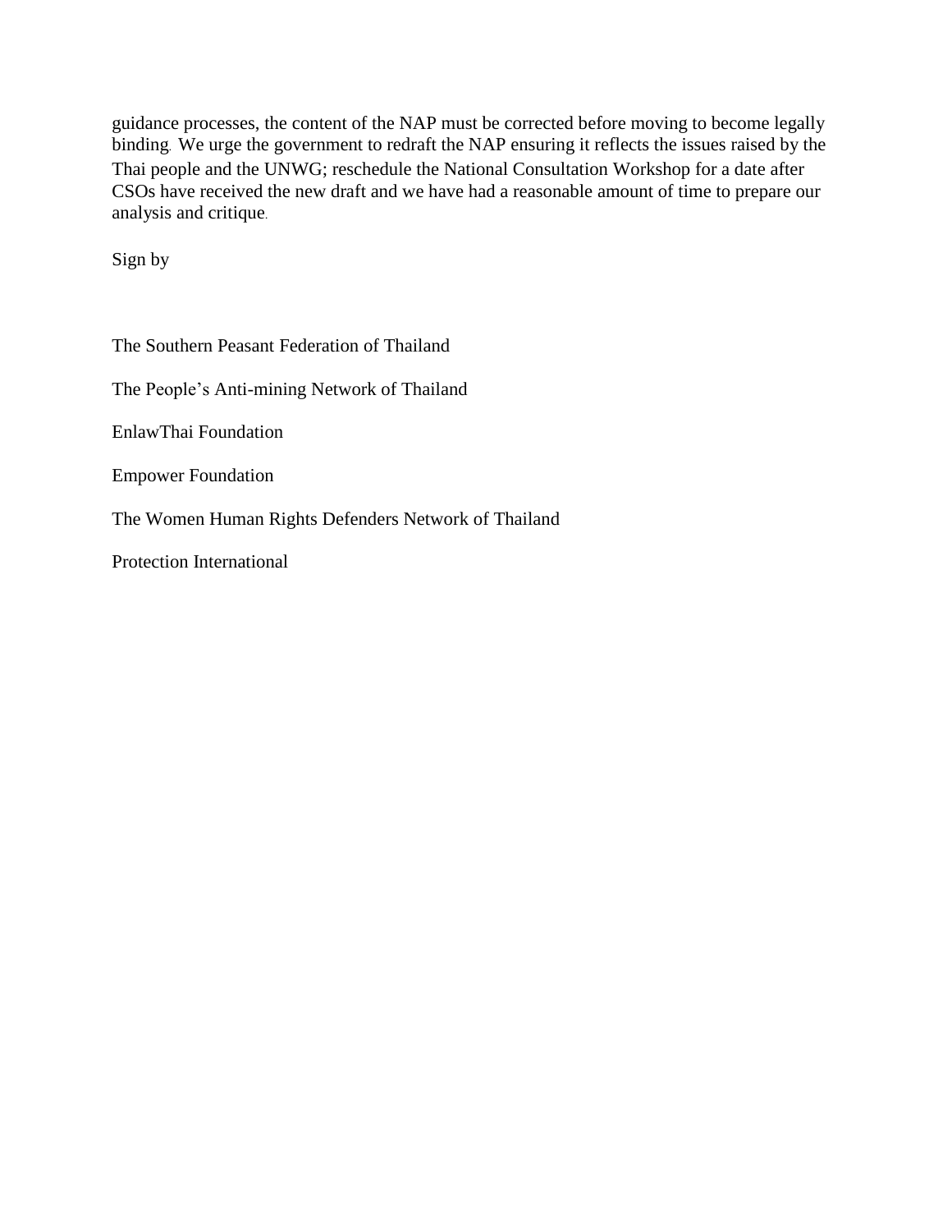guidance processes, the content of the NAP must be corrected before moving to become legally binding. We urge the government to redraft the NAP ensuring it reflects the issues raised by the Thai people and the UNWG; reschedule the National Consultation Workshop for a date after CSOs have received the new draft and we have had a reasonable amount of time to prepare our analysis and critique.

Sign by

The Southern Peasant Federation of Thailand

The People's Anti-mining Network of Thailand

EnlawThai Foundation

Empower Foundation

The Women Human Rights Defenders Network of Thailand

Protection International